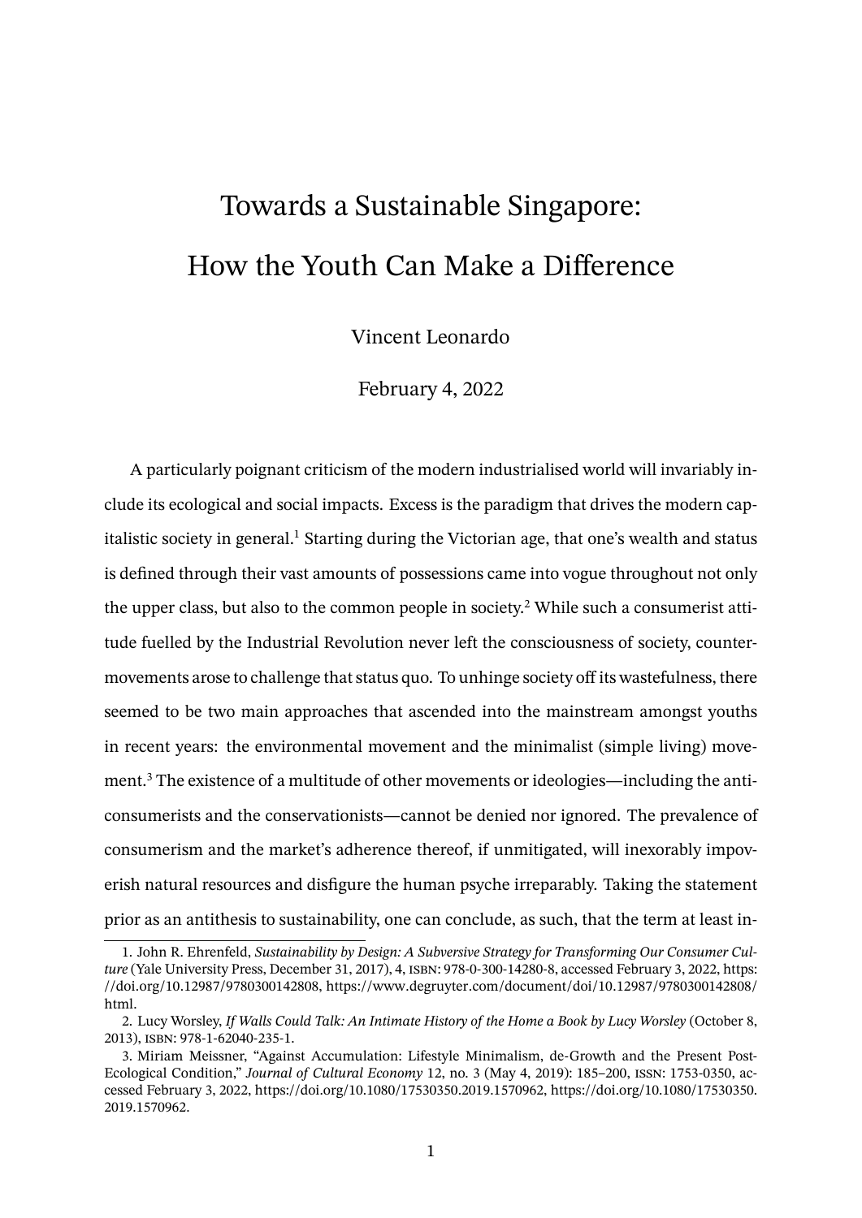# Towards a Sustainable Singapore: How the Youth Can Make a Difference

Vincent Leonardo

February 4, 2022

A particularly poignant criticism of the modern industrialised world will invariably include its ecological and social impacts. Excess is the paradigm that drives the modern capitalistic society in general.[1] Starting during the Victorian age, that one's wealth and status is defined through their vast amounts of possessions came into vogue throughout not only the upper class, but also to the common people in society.[2] While such a consumerist attitude fuelled by the Industrial Revolution never left the consciousness of society, counter-movements arose to challenge that status quo. To unhinge society off its wastefulness, there seemed to be two main approaches that ascended into the mainstream amongst youths in recent years: the environmental movement and the minimalist (simple living) movement.[3] The existence of a multitude of other movements or ideologies—including the anti-consumerists and the conservationists—cannot be denied nor ignored. The prevalence of consumerism and the market's adherence thereof, if unmitigated, will inexorably impoverish natural resources and disfigure the human psyche irreparably. Taking the statement prior as an antithesis to sustainability, one can conclude, as such, that the term at least in-

---

1. John R. Ehrenfeld, *Sustainability by Design: A Subversive Strategy for Transforming Our Consumer Culture* (Yale University Press, December 31, 2017), 4, ISBN: 978-0-300-14280-8, accessed February 3, 2022, https://doi.org/10.12987/9780300142808, https://www.degruyter.com/document/doi/10.12987/9780300142808/html.

2. Lucy Worsley, *If Walls Could Talk: An Intimate History of the Home a Book by Lucy Worsley* (October 8, 2013), ISBN: 978-1-62040-235-1.

3. Miriam Meissner, "Against Accumulation: Lifestyle Minimalism, de-Growth and the Present Post-Ecological Condition," *Journal of Cultural Economy* 12, no. 3 (May 4, 2019): 185–200, ISSN: 1753-0350, accessed February 3, 2022, https://doi.org/10.1080/17530350.2019.1570962, https://doi.org/10.1080/17530350.2019.1570962.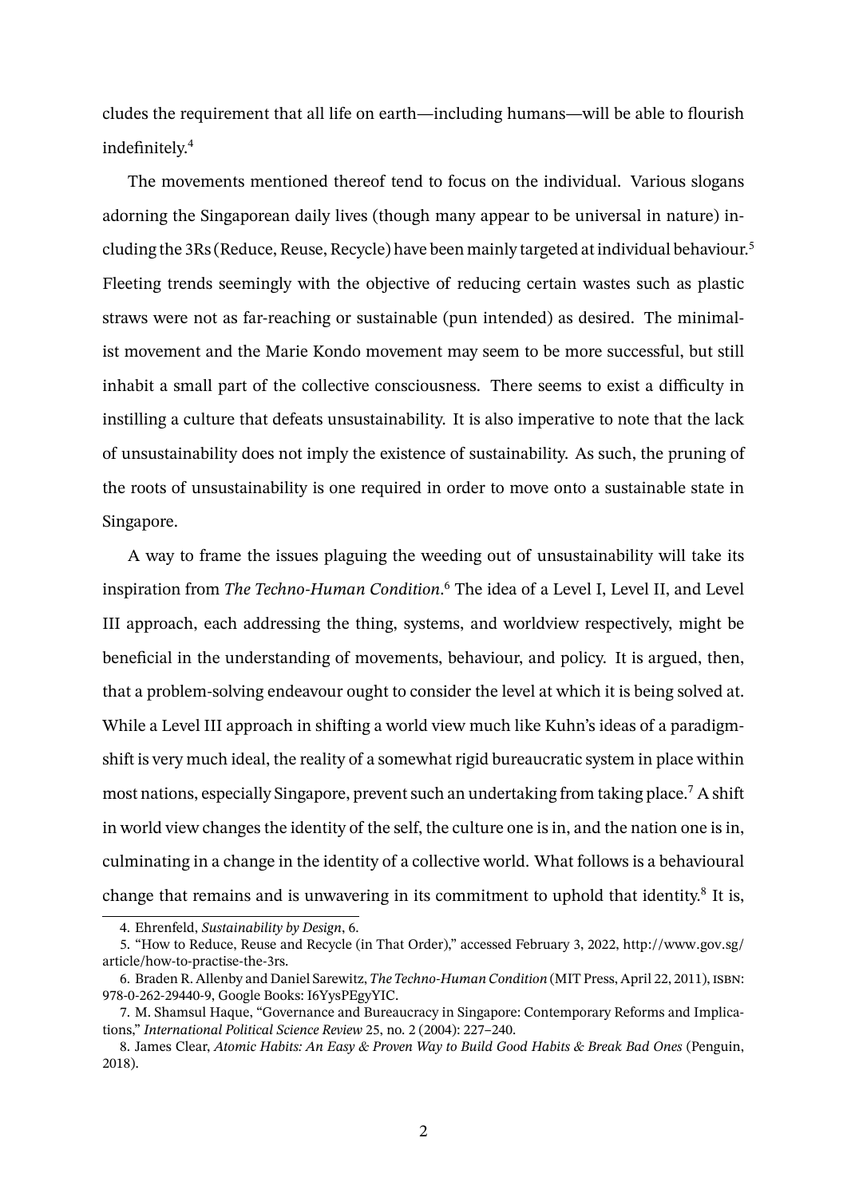cludes the requirement that all life on earth—including humans—will be able to flourish indefinitely.[4]

The movements mentioned thereof tend to focus on the individual. Various slogans adorning the Singaporean daily lives (though many appear to be universal in nature) including the 3Rs (Reduce, Reuse, Recycle) have been mainly targeted at individual behaviour.[5] Fleeting trends seemingly with the objective of reducing certain wastes such as plastic straws were not as far-reaching or sustainable (pun intended) as desired. The minimalist movement and the Marie Kondo movement may seem to be more successful, but still inhabit a small part of the collective consciousness. There seems to exist a difficulty in instilling a culture that defeats unsustainability. It is also imperative to note that the lack of unsustainability does not imply the existence of sustainability. As such, the pruning of the roots of unsustainability is one required in order to move onto a sustainable state in Singapore.

A way to frame the issues plaguing the weeding out of unsustainability will take its inspiration from *The Techno-Human Condition*.[6] The idea of a Level I, Level II, and Level III approach, each addressing the thing, systems, and worldview respectively, might be beneficial in the understanding of movements, behaviour, and policy. It is argued, then, that a problem-solving endeavour ought to consider the level at which it is being solved at. While a Level III approach in shifting a world view much like Kuhn's ideas of a paradigm-shift is very much ideal, the reality of a somewhat rigid bureaucratic system in place within most nations, especially Singapore, prevent such an undertaking from taking place.[7] A shift in world view changes the identity of the self, the culture one is in, and the nation one is in, culminating in a change in the identity of a collective world. What follows is a behavioural change that remains and is unwavering in its commitment to uphold that identity.[8] It is,

4. Ehrenfeld, *Sustainability by Design*, 6.

5. "How to Reduce, Reuse and Recycle (in That Order)," accessed February 3, 2022, http://www.gov.sg/article/how-to-practise-the-3rs.

6. Braden R. Allenby and Daniel Sarewitz, *The Techno-Human Condition* (MIT Press, April 22, 2011), ISBN: 978-0-262-29440-9, Google Books: I6YysPEgyYIC.

7. M. Shamsul Haque, "Governance and Bureaucracy in Singapore: Contemporary Reforms and Implications," *International Political Science Review* 25, no. 2 (2004): 227–240.

8. James Clear, *Atomic Habits: An Easy & Proven Way to Build Good Habits & Break Bad Ones* (Penguin, 2018).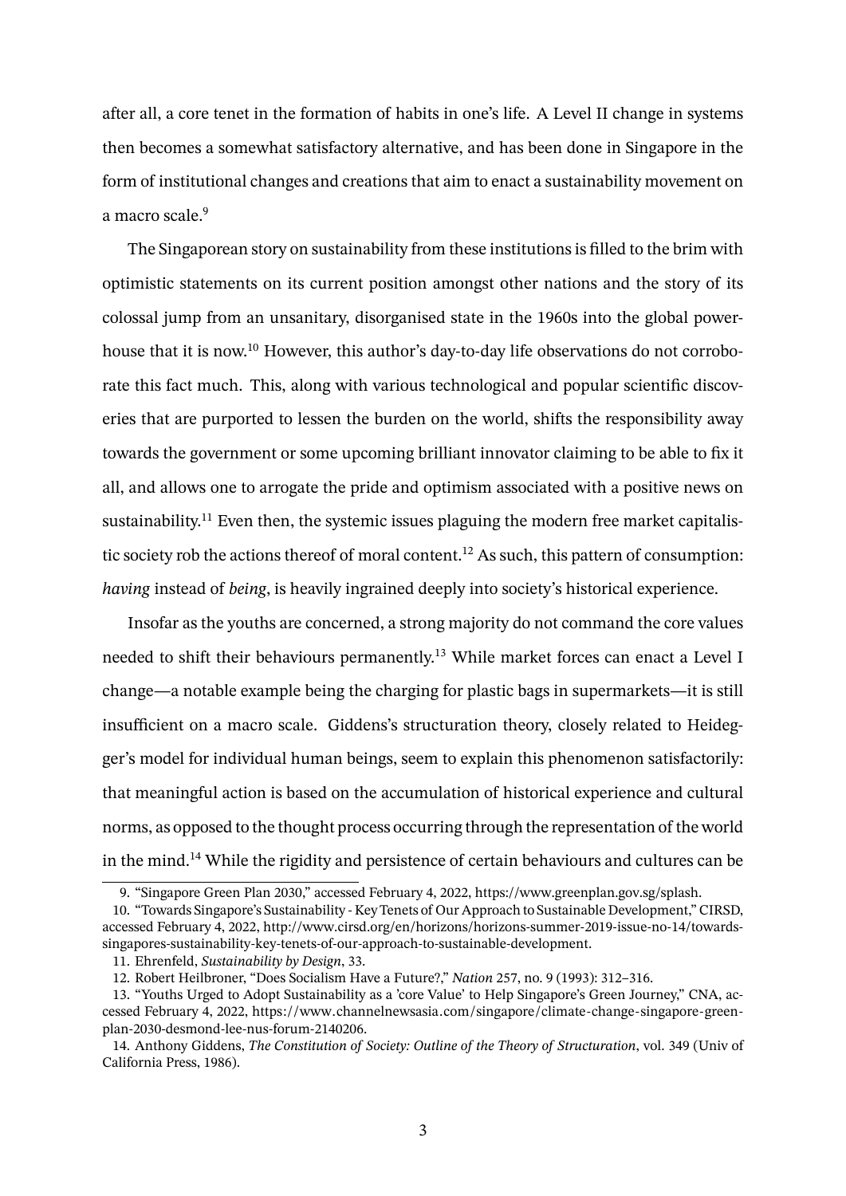after all, a core tenet in the formation of habits in one's life. A Level II change in systems then becomes a somewhat satisfactory alternative, and has been done in Singapore in the form of institutional changes and creations that aim to enact a sustainability movement on a macro scale.[9]

The Singaporean story on sustainability from these institutions is filled to the brim with optimistic statements on its current position amongst other nations and the story of its colossal jump from an unsanitary, disorganised state in the 1960s into the global powerhouse that it is now.[10] However, this author's day-to-day life observations do not corroborate this fact much. This, along with various technological and popular scientific discoveries that are purported to lessen the burden on the world, shifts the responsibility away towards the government or some upcoming brilliant innovator claiming to be able to fix it all, and allows one to arrogate the pride and optimism associated with a positive news on sustainability.[11] Even then, the systemic issues plaguing the modern free market capitalistic society rob the actions thereof of moral content.[12] As such, this pattern of consumption: *having* instead of *being*, is heavily ingrained deeply into society's historical experience.

Insofar as the youths are concerned, a strong majority do not command the core values needed to shift their behaviours permanently.[13] While market forces can enact a Level I change—a notable example being the charging for plastic bags in supermarkets—it is still insufficient on a macro scale. Giddens's structuration theory, closely related to Heidegger's model for individual human beings, seem to explain this phenomenon satisfactorily: that meaningful action is based on the accumulation of historical experience and cultural norms, as opposed to the thought process occurring through the representation of the world in the mind.[14] While the rigidity and persistence of certain behaviours and cultures can be

---

9. "Singapore Green Plan 2030," accessed February 4, 2022, https://www.greenplan.gov.sg/splash.

10. "Towards Singapore's Sustainability - Key Tenets of Our Approach to Sustainable Development," CIRSD, accessed February 4, 2022, http://www.cirsd.org/en/horizons/horizons-summer-2019-issue-no-14/towards-singapores-sustainability-key-tenets-of-our-approach-to-sustainable-development.

11. Ehrenfeld, *Sustainability by Design*, 33.

12. Robert Heilbroner, "Does Socialism Have a Future?," *Nation* 257, no. 9 (1993): 312–316.

13. "Youths Urged to Adopt Sustainability as a 'core Value' to Help Singapore's Green Journey," CNA, accessed February 4, 2022, https://www.channelnewsasia.com/singapore/climate-change-singapore-green-plan-2030-desmond-lee-nus-forum-2140206.

14. Anthony Giddens, *The Constitution of Society: Outline of the Theory of Structuration*, vol. 349 (Univ of California Press, 1986).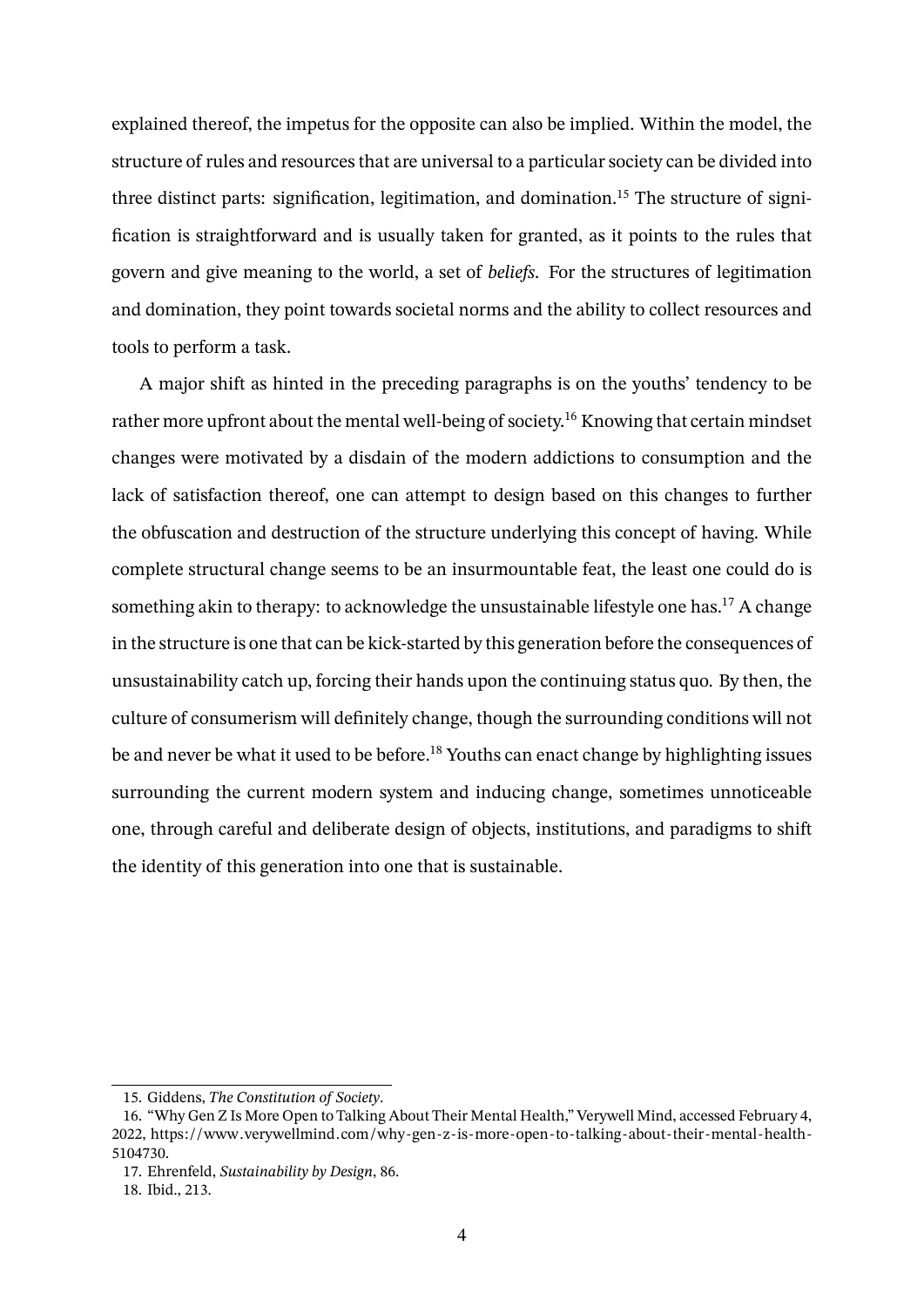explained thereof, the impetus for the opposite can also be implied. Within the model, the structure of rules and resources that are universal to a particular society can be divided into three distinct parts: signification, legitimation, and domination.[15] The structure of signification is straightforward and is usually taken for granted, as it points to the rules that govern and give meaning to the world, a set of *beliefs*. For the structures of legitimation and domination, they point towards societal norms and the ability to collect resources and tools to perform a task.

A major shift as hinted in the preceding paragraphs is on the youths' tendency to be rather more upfront about the mental well-being of society.[16] Knowing that certain mindset changes were motivated by a disdain of the modern addictions to consumption and the lack of satisfaction thereof, one can attempt to design based on this changes to further the obfuscation and destruction of the structure underlying this concept of having. While complete structural change seems to be an insurmountable feat, the least one could do is something akin to therapy: to acknowledge the unsustainable lifestyle one has.[17] A change in the structure is one that can be kick-started by this generation before the consequences of unsustainability catch up, forcing their hands upon the continuing status quo. By then, the culture of consumerism will definitely change, though the surrounding conditions will not be and never be what it used to be before.[18] Youths can enact change by highlighting issues surrounding the current modern system and inducing change, sometimes unnoticeable one, through careful and deliberate design of objects, institutions, and paradigms to shift the identity of this generation into one that is sustainable.

---

15. Giddens, *The Constitution of Society*.
16. "Why Gen Z Is More Open to Talking About Their Mental Health," Verywell Mind, accessed February 4, 2022, https://www.verywellmind.com/why-gen-z-is-more-open-to-talking-about-their-mental-health-5104730.
17. Ehrenfeld, *Sustainability by Design*, 86.
18. Ibid., 213.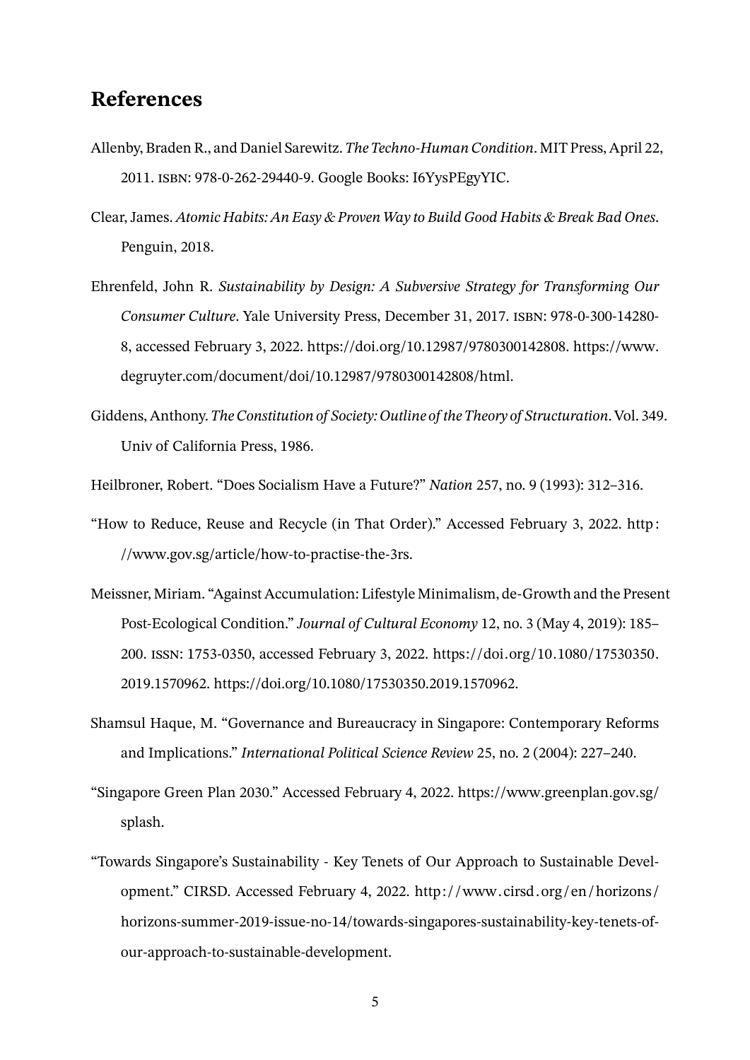# References

Allenby, Braden R., and Daniel Sarewitz. *The Techno-Human Condition*. MIT Press, April 22, 2011. ISBN: 978-0-262-29440-9. Google Books: I6YysPEgyYIC.

Clear, James. *Atomic Habits: An Easy & Proven Way to Build Good Habits & Break Bad Ones*. Penguin, 2018.

Ehrenfeld, John R. *Sustainability by Design: A Subversive Strategy for Transforming Our Consumer Culture*. Yale University Press, December 31, 2017. ISBN: 978-0-300-14280-8, accessed February 3, 2022. https://doi.org/10.12987/9780300142808. https://www.degruyter.com/document/doi/10.12987/9780300142808/html.

Giddens, Anthony. *The Constitution of Society: Outline of the Theory of Structuration*. Vol. 349. Univ of California Press, 1986.

Heilbroner, Robert. "Does Socialism Have a Future?" *Nation* 257, no. 9 (1993): 312–316.

"How to Reduce, Reuse and Recycle (in That Order)." Accessed February 3, 2022. http://www.gov.sg/article/how-to-practise-the-3rs.

Meissner, Miriam. "Against Accumulation: Lifestyle Minimalism, de-Growth and the Present Post-Ecological Condition." *Journal of Cultural Economy* 12, no. 3 (May 4, 2019): 185–200. ISSN: 1753-0350, accessed February 3, 2022. https://doi.org/10.1080/17530350.2019.1570962. https://doi.org/10.1080/17530350.2019.1570962.

Shamsul Haque, M. "Governance and Bureaucracy in Singapore: Contemporary Reforms and Implications." *International Political Science Review* 25, no. 2 (2004): 227–240.

"Singapore Green Plan 2030." Accessed February 4, 2022. https://www.greenplan.gov.sg/splash.

"Towards Singapore's Sustainability - Key Tenets of Our Approach to Sustainable Development." CIRSD. Accessed February 4, 2022. http://www.cirsd.org/en/horizons/horizons-summer-2019-issue-no-14/towards-singapores-sustainability-key-tenets-of-our-approach-to-sustainable-development.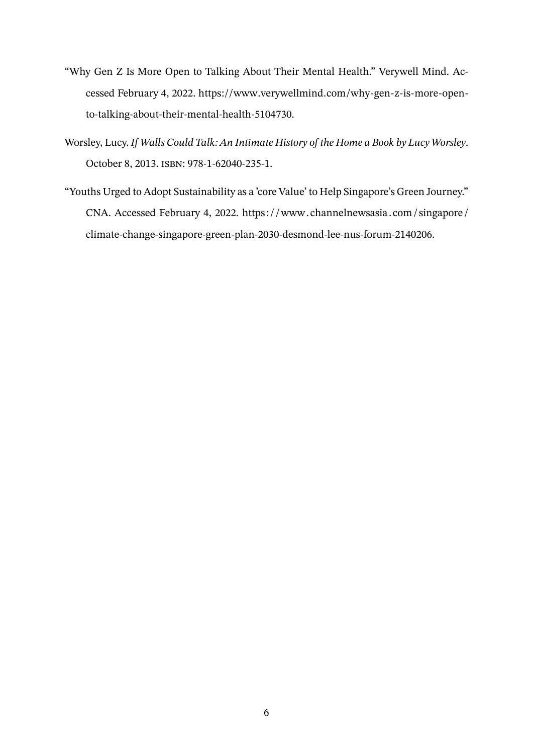"Why Gen Z Is More Open to Talking About Their Mental Health." Verywell Mind. Accessed February 4, 2022. https://www.verywellmind.com/why-gen-z-is-more-open-to-talking-about-their-mental-health-5104730.

Worsley, Lucy. *If Walls Could Talk: An Intimate History of the Home a Book by Lucy Worsley*. October 8, 2013. ISBN: 978-1-62040-235-1.

"Youths Urged to Adopt Sustainability as a 'core Value' to Help Singapore's Green Journey." CNA. Accessed February 4, 2022. https://www.channelnewsasia.com/singapore/climate-change-singapore-green-plan-2030-desmond-lee-nus-forum-2140206.